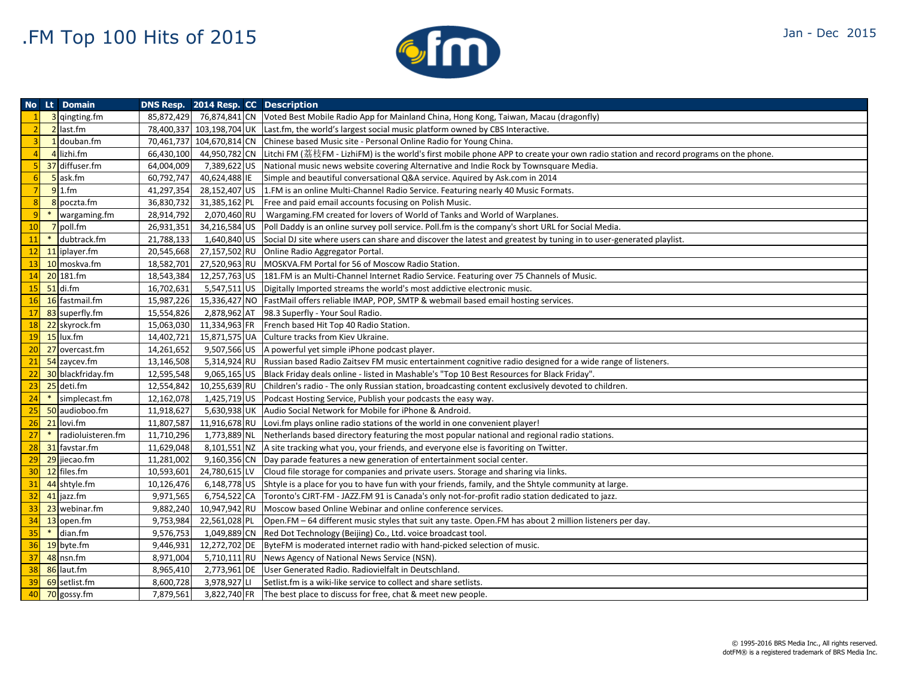# .FM Top 100 Hits of 2015

Jan - Dec 2015

| No | Lt | Domain | DNS Resp. | 2014 Resp. | CC | Description |
|---|---|---|---|---|---|---|
| 1 | 3 | qingting.fm | 85,872,429 | 76,874,841 | CN | Voted Best Mobile Radio App for Mainland China, Hong Kong, Taiwan, Macau (dragonfly) |
| 2 | 2 | last.fm | 78,400,337 | 103,198,704 | UK | Last.fm, the world's largest social music platform owned by CBS Interactive. |
| 3 | 1 | douban.fm | 70,461,737 | 104,670,814 | CN | Chinese based Music site - Personal Online Radio for Young China. |
| 4 | 4 | lizhi.fm | 66,430,100 | 44,950,782 | CN | Litchi FM (荔枝FM - LizhiFM) is the world's first mobile phone APP to create your own radio station and record programs on the phone. |
| 5 | 37 | diffuser.fm | 64,004,009 | 7,389,622 | US | National music news website covering Alternative and Indie Rock by Townsquare Media. |
| 6 | 5 | ask.fm | 60,792,747 | 40,624,488 | IE | Simple and beautiful conversational Q&A service. Aquired by Ask.com in 2014 |
| 7 | 9 | 1.fm | 41,297,354 | 28,152,407 | US | 1.FM is an online Multi-Channel Radio Service. Featuring nearly 40 Music Formats. |
| 8 | 8 | poczta.fm | 36,830,732 | 31,385,162 | PL | Free and paid email accounts focusing on Polish Music. |
| 9 | * | wargaming.fm | 28,914,792 | 2,070,460 | RU | Wargaming.FM created for lovers of World of Tanks and World of Warplanes. |
| 10 | 7 | poll.fm | 26,931,351 | 34,216,584 | US | Poll Daddy is an online survey poll service. Poll.fm is the company's short URL for Social Media. |
| 11 | * | dubtrack.fm | 21,788,133 | 1,640,840 | US | Social DJ site where users can share and discover the latest and greatest by tuning in to user-generated playlist. |
| 12 | 11 | iplayer.fm | 20,545,668 | 27,157,502 | RU | Online Radio Aggregator Portal. |
| 13 | 10 | moskva.fm | 18,582,701 | 27,520,963 | RU | MOSKVA.FM Portal for 56 of Moscow Radio Station. |
| 14 | 20 | 181.fm | 18,543,384 | 12,257,763 | US | 181.FM is an Multi-Channel Internet Radio Service. Featuring over 75 Channels of Music. |
| 15 | 51 | di.fm | 16,702,631 | 5,547,511 | US | Digitally Imported streams the world's most addictive electronic music. |
| 16 | 16 | fastmail.fm | 15,987,226 | 15,336,427 | NO | FastMail offers reliable IMAP, POP, SMTP & webmail based email hosting services. |
| 17 | 83 | superfly.fm | 15,554,826 | 2,878,962 | AT | 98.3 Superfly - Your Soul Radio. |
| 18 | 22 | skyrock.fm | 15,063,030 | 11,334,963 | FR | French based Hit Top 40 Radio Station. |
| 19 | 15 | lux.fm | 14,402,721 | 15,871,575 | UA | Culture tracks from Kiev Ukraine. |
| 20 | 27 | overcast.fm | 14,261,652 | 9,507,566 | US | A powerful yet simple iPhone podcast player. |
| 21 | 54 | zaycev.fm | 13,146,508 | 5,314,924 | RU | Russian based Radio Zaitsev FM music entertainment cognitive radio designed for a wide range of listeners. |
| 22 | 30 | blackfriday.fm | 12,595,548 | 9,065,165 | US | Black Friday deals online - listed in Mashable's "Top 10 Best Resources for Black Friday". |
| 23 | 25 | deti.fm | 12,554,842 | 10,255,639 | RU | Children's radio - The only Russian station, broadcasting content exclusively devoted to children. |
| 24 | * | simplecast.fm | 12,162,078 | 1,425,719 | US | Podcast Hosting Service, Publish your podcasts the easy way. |
| 25 | 50 | audioboo.fm | 11,918,627 | 5,630,938 | UK | Audio Social Network for Mobile for iPhone & Android. |
| 26 | 21 | lovi.fm | 11,807,587 | 11,916,678 | RU | Lovi.fm plays online radio stations of the world in one convenient player! |
| 27 | * | radioluisteren.fm | 11,710,296 | 1,773,889 | NL | Netherlands based directory featuring the most popular national and regional radio stations. |
| 28 | 31 | favstar.fm | 11,629,048 | 8,101,551 | NZ | A site tracking what you, your friends, and everyone else is favoriting on Twitter. |
| 29 | 29 | jiecao.fm | 11,281,002 | 9,160,356 | CN | Day parade features a new generation of entertainment social center. |
| 30 | 12 | files.fm | 10,593,601 | 24,780,615 | LV | Cloud file storage for companies and private users. Storage and sharing via links. |
| 31 | 44 | shtyle.fm | 10,126,476 | 6,148,778 | US | Shtyle is a place for you to have fun with your friends, family, and the Shtyle community at large. |
| 32 | 41 | jazz.fm | 9,971,565 | 6,754,522 | CA | Toronto's CJRT-FM - JAZZ.FM 91 is Canada's only not-for-profit radio station dedicated to jazz. |
| 33 | 23 | webinar.fm | 9,882,240 | 10,947,942 | RU | Moscow based Online Webinar and online conference services. |
| 34 | 13 | open.fm | 9,753,984 | 22,561,028 | PL | Open.FM – 64 different music styles that suit any taste. Open.FM has about 2 million listeners per day. |
| 35 | * | dian.fm | 9,576,753 | 1,049,889 | CN | Red Dot Technology (Beijing) Co., Ltd. voice broadcast tool. |
| 36 | 19 | byte.fm | 9,446,931 | 12,272,702 | DE | ByteFM is moderated internet radio with hand-picked selection of music. |
| 37 | 48 | nsn.fm | 8,971,004 | 5,710,111 | RU | News Agency of National News Service (NSN). |
| 38 | 86 | laut.fm | 8,965,410 | 2,773,961 | DE | User Generated Radio. Radiovielfalt in Deutschland. |
| 39 | 69 | setlist.fm | 8,600,728 | 3,978,927 | LI | Setlist.fm is a wiki-like service to collect and share setlists. |
| 40 | 70 | gossy.fm | 7,879,561 | 3,822,740 | FR | The best place to discuss for free, chat & meet new people. |

© 1995-2016 BRS Media Inc., All rights reserved.
dotFM® is a registered trademark of BRS Media Inc.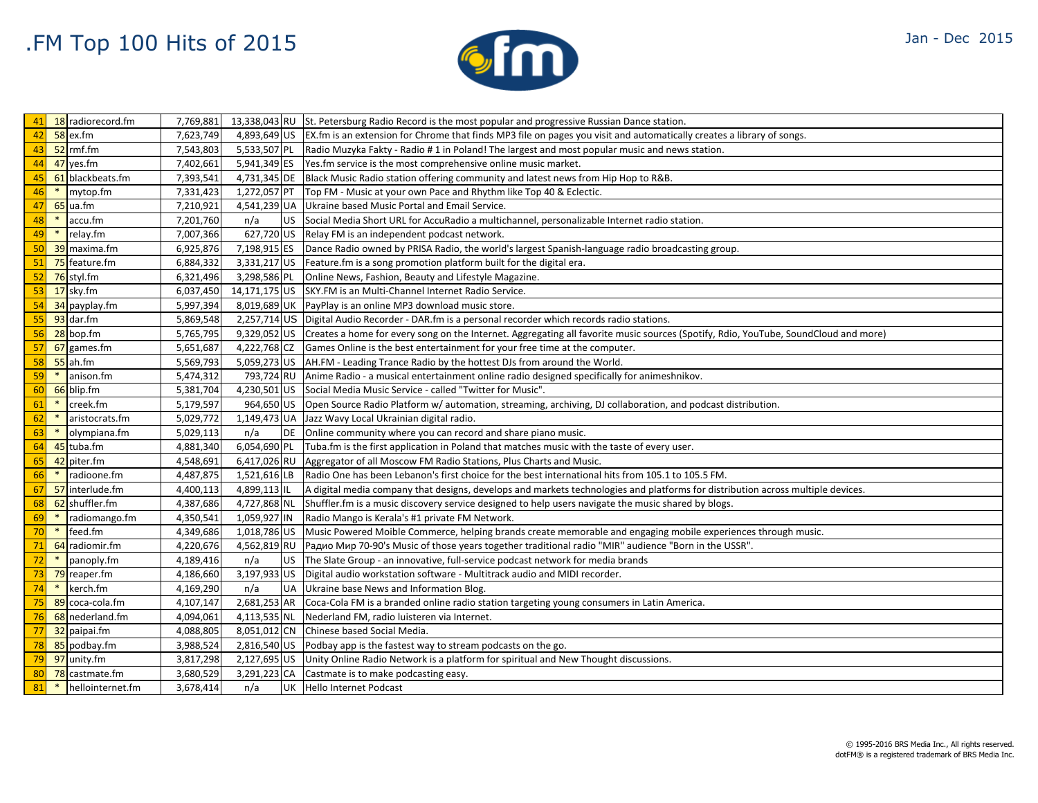# .FM Top 100 Hits of 2015

Jan - Dec 2015

| | | | | | | |
|---|---|---|---|---|---|---|
| 41 | 18 | radiorecord.fm | 7,769,881 | 13,338,043 | RU | St. Petersburg Radio Record is the most popular and progressive Russian Dance station. |
| 42 | 58 | ex.fm | 7,623,749 | 4,893,649 | US | EX.fm is an extension for Chrome that finds MP3 file on pages you visit and automatically creates a library of songs. |
| 43 | 52 | rmf.fm | 7,543,803 | 5,533,507 | PL | Radio Muzyka Fakty - Radio # 1 in Poland! The largest and most popular music and news station. |
| 44 | 47 | yes.fm | 7,402,661 | 5,941,349 | ES | Yes.fm service is the most comprehensive online music market. |
| 45 | 61 | blackbeats.fm | 7,393,541 | 4,731,345 | DE | Black Music Radio station offering community and latest news from Hip Hop to R&B. |
| 46 | * | mytop.fm | 7,331,423 | 1,272,057 | PT | Top FM - Music at your own Pace and Rhythm like Top 40 & Eclectic. |
| 47 | 65 | ua.fm | 7,210,921 | 4,541,239 | UA | Ukraine based Music Portal and Email Service. |
| 48 | * | accu.fm | 7,201,760 | n/a | US | Social Media Short URL for AccuRadio a multichannel, personalizable Internet radio station. |
| 49 | * | relay.fm | 7,007,366 | 627,720 | US | Relay FM is an independent podcast network. |
| 50 | 39 | maxima.fm | 6,925,876 | 7,198,915 | ES | Dance Radio owned by PRISA Radio, the world's largest Spanish-language radio broadcasting group. |
| 51 | 75 | feature.fm | 6,884,332 | 3,331,217 | US | Feature.fm is a song promotion platform built for the digital era. |
| 52 | 76 | styl.fm | 6,321,496 | 3,298,586 | PL | Online News, Fashion, Beauty and Lifestyle Magazine. |
| 53 | 17 | sky.fm | 6,037,450 | 14,171,175 | US | SKY.FM is an Multi-Channel Internet Radio Service. |
| 54 | 34 | payplay.fm | 5,997,394 | 8,019,689 | UK | PayPlay is an online MP3 download music store. |
| 55 | 93 | dar.fm | 5,869,548 | 2,257,714 | US | Digital Audio Recorder - DAR.fm is a personal recorder which records radio stations. |
| 56 | 28 | bop.fm | 5,765,795 | 9,329,052 | US | Creates a home for every song on the Internet. Aggregating all favorite music sources (Spotify, Rdio, YouTube, SoundCloud and more) |
| 57 | 67 | games.fm | 5,651,687 | 4,222,768 | CZ | Games Online is the best entertainment for your free time at the computer. |
| 58 | 55 | ah.fm | 5,569,793 | 5,059,273 | US | AH.FM - Leading Trance Radio by the hottest DJs from around the World. |
| 59 | * | anison.fm | 5,474,312 | 793,724 | RU | Anime Radio - a musical entertainment online radio designed specifically for animeshnikov. |
| 60 | 66 | blip.fm | 5,381,704 | 4,230,501 | US | Social Media Music Service - called "Twitter for Music". |
| 61 | * | creek.fm | 5,179,597 | 964,650 | US | Open Source Radio Platform w/ automation, streaming, archiving, DJ collaboration, and podcast distribution. |
| 62 | * | aristocrats.fm | 5,029,772 | 1,149,473 | UA | Jazz Wavy Local Ukrainian digital radio. |
| 63 | * | olympiana.fm | 5,029,113 | n/a | DE | Online community where you can record and share piano music. |
| 64 | 45 | tuba.fm | 4,881,340 | 6,054,690 | PL | Tuba.fm is the first application in Poland that matches music with the taste of every user. |
| 65 | 42 | piter.fm | 4,548,691 | 6,417,026 | RU | Aggregator of all Moscow FM Radio Stations, Plus Charts and Music. |
| 66 | * | radioone.fm | 4,487,875 | 1,521,616 | LB | Radio One has been Lebanon's first choice for the best international hits from 105.1 to 105.5 FM. |
| 67 | 57 | interlude.fm | 4,400,113 | 4,899,113 | IL | A digital media company that designs, develops and markets technologies and platforms for distribution across multiple devices. |
| 68 | 62 | shuffler.fm | 4,387,686 | 4,727,868 | NL | Shuffler.fm is a music discovery service designed to help users navigate the music shared by blogs. |
| 69 | * | radiomango.fm | 4,350,541 | 1,059,927 | IN | Radio Mango is Kerala's #1 private FM Network. |
| 70 | * | feed.fm | 4,349,686 | 1,018,786 | US | Music Powered Moible Commerce, helping brands create memorable and engaging mobile experiences through music. |
| 71 | 64 | radiomir.fm | 4,220,676 | 4,562,819 | RU | Радио Мир 70-90's Music of those years together traditional radio "MIR" audience "Born in the USSR". |
| 72 | * | panoply.fm | 4,189,416 | n/a | US | The Slate Group - an innovative, full-service podcast network for media brands |
| 73 | 79 | reaper.fm | 4,186,660 | 3,197,933 | US | Digital audio workstation software - Multitrack audio and MIDI recorder. |
| 74 | * | kerch.fm | 4,169,290 | n/a | UA | Ukraine base News and Information Blog. |
| 75 | 89 | coca-cola.fm | 4,107,147 | 2,681,253 | AR | Coca-Cola FM is a branded online radio station targeting young consumers in Latin America. |
| 76 | 68 | nederland.fm | 4,094,061 | 4,113,535 | NL | Nederland FM, radio luisteren via Internet. |
| 77 | 32 | paipai.fm | 4,088,805 | 8,051,012 | CN | Chinese based Social Media. |
| 78 | 85 | podbay.fm | 3,988,524 | 2,816,540 | US | Podbay app is the fastest way to stream podcasts on the go. |
| 79 | 97 | unity.fm | 3,817,298 | 2,127,695 | US | Unity Online Radio Network is a platform for spiritual and New Thought discussions. |
| 80 | 78 | castmate.fm | 3,680,529 | 3,291,223 | CA | Castmate is to make podcasting easy. |
| 81 | * | hellointernet.fm | 3,678,414 | n/a | UK | Hello Internet Podcast |

© 1995-2016 BRS Media Inc., All rights reserved.
dotFM® is a registered trademark of BRS Media Inc.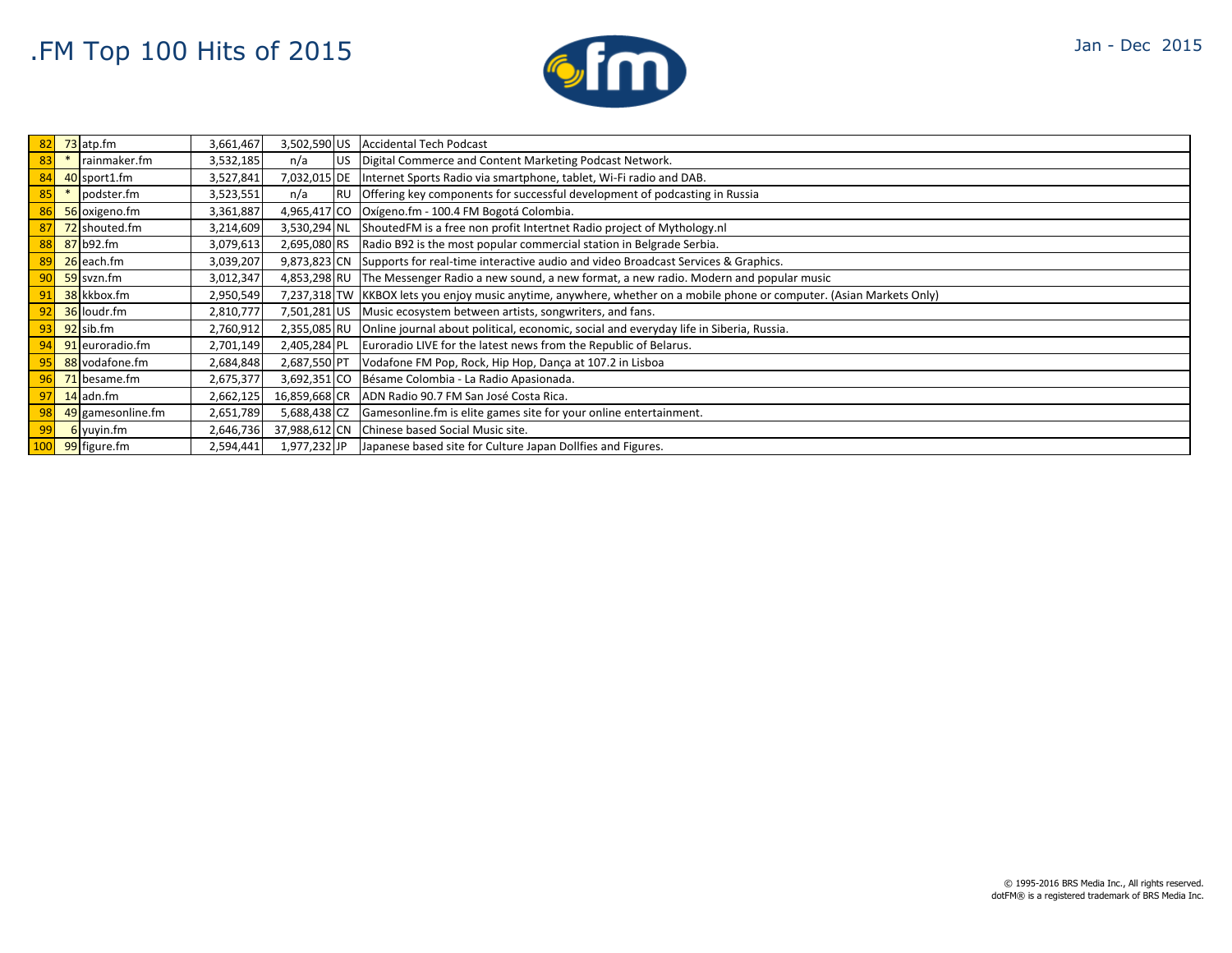# .FM Top 100 Hits of 2015

Jan - Dec 2015

| | | | | | | |
|---|---|---|---|---|---|---|
| 82 | 73 | atp.fm | 3,661,467 | 3,502,590 | US | Accidental Tech Podcast |
| 83 | * | rainmaker.fm | 3,532,185 | n/a | US | Digital Commerce and Content Marketing Podcast Network. |
| 84 | 40 | sport1.fm | 3,527,841 | 7,032,015 | DE | Internet Sports Radio via smartphone, tablet, Wi-Fi radio and DAB. |
| 85 | * | podster.fm | 3,523,551 | n/a | RU | Offering key components for successful development of podcasting in Russia |
| 86 | 56 | oxigeno.fm | 3,361,887 | 4,965,417 | CO | Oxígeno.fm - 100.4 FM Bogotá Colombia. |
| 87 | 72 | shouted.fm | 3,214,609 | 3,530,294 | NL | ShoutedFM is a free non profit Intertnet Radio project of Mythology.nl |
| 88 | 87 | b92.fm | 3,079,613 | 2,695,080 | RS | Radio B92 is the most popular commercial station in Belgrade Serbia. |
| 89 | 26 | each.fm | 3,039,207 | 9,873,823 | CN | Supports for real-time interactive audio and video Broadcast Services & Graphics. |
| 90 | 59 | svzn.fm | 3,012,347 | 4,853,298 | RU | The Messenger Radio a new sound, a new format, a new radio. Modern and popular music |
| 91 | 38 | kkbox.fm | 2,950,549 | 7,237,318 | TW | KKBOX lets you enjoy music anytime, anywhere, whether on a mobile phone or computer. (Asian Markets Only) |
| 92 | 36 | loudr.fm | 2,810,777 | 7,501,281 | US | Music ecosystem between artists, songwriters, and fans. |
| 93 | 92 | sib.fm | 2,760,912 | 2,355,085 | RU | Online journal about political, economic, social and everyday life in Siberia, Russia. |
| 94 | 91 | euroradio.fm | 2,701,149 | 2,405,284 | PL | Euroradio LIVE for the latest news from the Republic of Belarus. |
| 95 | 88 | vodafone.fm | 2,684,848 | 2,687,550 | PT | Vodafone FM Pop, Rock, Hip Hop, Dança at 107.2 in Lisboa |
| 96 | 71 | besame.fm | 2,675,377 | 3,692,351 | CO | Bésame Colombia - La Radio Apasionada. |
| 97 | 14 | adn.fm | 2,662,125 | 16,859,668 | CR | ADN Radio 90.7 FM San José Costa Rica. |
| 98 | 49 | gamesonline.fm | 2,651,789 | 5,688,438 | CZ | Gamesonline.fm is elite games site for your online entertainment. |
| 99 | 6 | yuyin.fm | 2,646,736 | 37,988,612 | CN | Chinese based Social Music site. |
| 100 | 99 | figure.fm | 2,594,441 | 1,977,232 | JP | Japanese based site for Culture Japan Dollfies and Figures. |

© 1995-2016 BRS Media Inc., All rights reserved.
dotFM® is a registered trademark of BRS Media Inc.